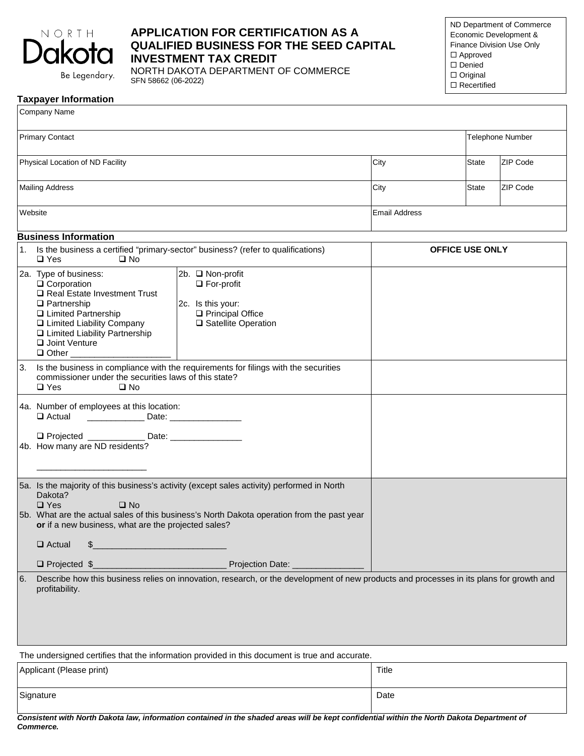NORTH Dakota Be Legendary.

# APPLICATION FOR CERTIFICATION AS A QUALIFIED BUSINESS FOR THE SEED CAPITAL INVESTMENT TAX CREDIT

NORTH DAKOTA DEPARTMENT OF COMMERCE
SFN 58662 (06-2022)

ND Department of Commerce Economic Development & Finance Division Use Only
☐ Approved
☐ Denied
☐ Original
☐ Recertified

## Taxpayer Information

| Company Name | | | |
|---|---|---|---|
| Primary Contact | | Telephone Number | |
| Physical Location of ND Facility | City | State | ZIP Code |
| Mailing Address | City | State | ZIP Code |
| Website | Email Address | | |

## Business Information

| | OFFICE USE ONLY |
|---|---|
| 1. Is the business a certified "primary-sector" business? (refer to qualifications) ❑ Yes ❑ No | |
| 2a. Type of business: ❑ Corporation ❑ Real Estate Investment Trust ❑ Partnership ❑ Limited Partnership ❑ Limited Liability Company ❑ Limited Liability Partnership ❑ Joint Venture ❑ Other ____________________ <br> 2b. ❑ Non-profit ❑ For-profit <br> 2c. Is this your: ❑ Principal Office ❑ Satellite Operation | |
| 3. Is the business in compliance with the requirements for filings with the securities commissioner under the securities laws of this state? ❑ Yes ❑ No | |
| 4a. Number of employees at this location: ❑ Actual ____________ Date: _______________ ❑ Projected ____________ Date: _______________ <br> 4b. How many are ND residents? ______________________ | |
| 5a. Is the majority of this business's activity (except sales activity) performed in North Dakota? ❑ Yes ❑ No <br> 5b. What are the actual sales of this business's North Dakota operation from the past year **or** if a new business, what are the projected sales? ❑ Actual $___________________________ ❑ Projected $___________________________ Projection Date: _______________ | |

6. Describe how this business relies on innovation, research, or the development of new products and processes in its plans for growth and profitability.

The undersigned certifies that the information provided in this document is true and accurate.

| Applicant (Please print) | Title |
|---|---|
| Signature | Date |

***Consistent with North Dakota law, information contained in the shaded areas will be kept confidential within the North Dakota Department of Commerce.***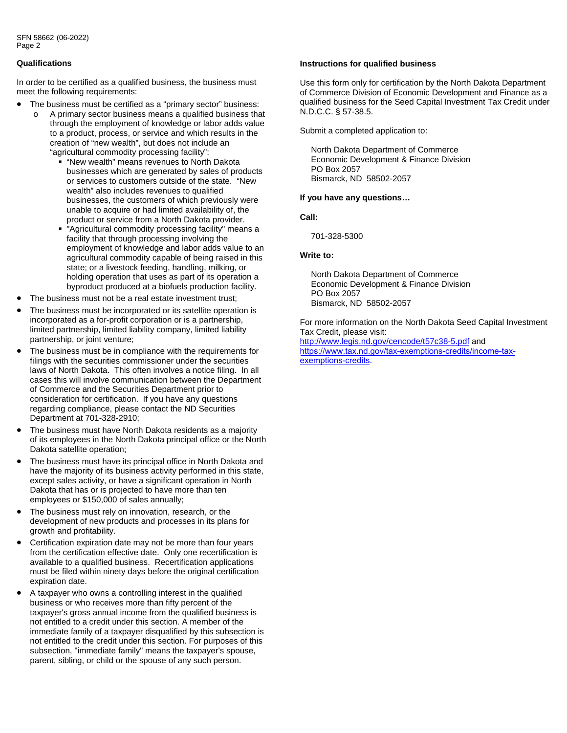## Qualifications

In order to be certified as a qualified business, the business must meet the following requirements:

- The business must be certified as a "primary sector" business:
  - A primary sector business means a qualified business that through the employment of knowledge or labor adds value to a product, process, or service and which results in the creation of "new wealth", but does not include an "agricultural commodity processing facility":
    - "New wealth" means revenues to North Dakota businesses which are generated by sales of products or services to customers outside of the state. "New wealth" also includes revenues to qualified businesses, the customers of which previously were unable to acquire or had limited availability of, the product or service from a North Dakota provider.
    - "Agricultural commodity processing facility" means a facility that through processing involving the employment of knowledge and labor adds value to an agricultural commodity capable of being raised in this state; or a livestock feeding, handling, milking, or holding operation that uses as part of its operation a byproduct produced at a biofuels production facility.
- The business must not be a real estate investment trust;
- The business must be incorporated or its satellite operation is incorporated as a for-profit corporation or is a partnership, limited partnership, limited liability company, limited liability partnership, or joint venture;
- The business must be in compliance with the requirements for filings with the securities commissioner under the securities laws of North Dakota. This often involves a notice filing. In all cases this will involve communication between the Department of Commerce and the Securities Department prior to consideration for certification. If you have any questions regarding compliance, please contact the ND Securities Department at 701-328-2910;
- The business must have North Dakota residents as a majority of its employees in the North Dakota principal office or the North Dakota satellite operation;
- The business must have its principal office in North Dakota and have the majority of its business activity performed in this state, except sales activity, or have a significant operation in North Dakota that has or is projected to have more than ten employees or $150,000 of sales annually;
- The business must rely on innovation, research, or the development of new products and processes in its plans for growth and profitability.
- Certification expiration date may not be more than four years from the certification effective date. Only one recertification is available to a qualified business. Recertification applications must be filed within ninety days before the original certification expiration date.
- A taxpayer who owns a controlling interest in the qualified business or who receives more than fifty percent of the taxpayer's gross annual income from the qualified business is not entitled to a credit under this section. A member of the immediate family of a taxpayer disqualified by this subsection is not entitled to the credit under this section. For purposes of this subsection, "immediate family" means the taxpayer's spouse, parent, sibling, or child or the spouse of any such person.

## Instructions for qualified business

Use this form only for certification by the North Dakota Department of Commerce Division of Economic Development and Finance as a qualified business for the Seed Capital Investment Tax Credit under N.D.C.C. § 57-38.5.

Submit a completed application to:

North Dakota Department of Commerce
Economic Development & Finance Division
PO Box 2057
Bismarck, ND 58502-2057

**If you have any questions…**

**Call:**

701-328-5300

**Write to:**

North Dakota Department of Commerce
Economic Development & Finance Division
PO Box 2057
Bismarck, ND 58502-2057

For more information on the North Dakota Seed Capital Investment Tax Credit, please visit:
http://www.legis.nd.gov/cencode/t57c38-5.pdf and https://www.tax.nd.gov/tax-exemptions-credits/income-tax-exemptions-credits.